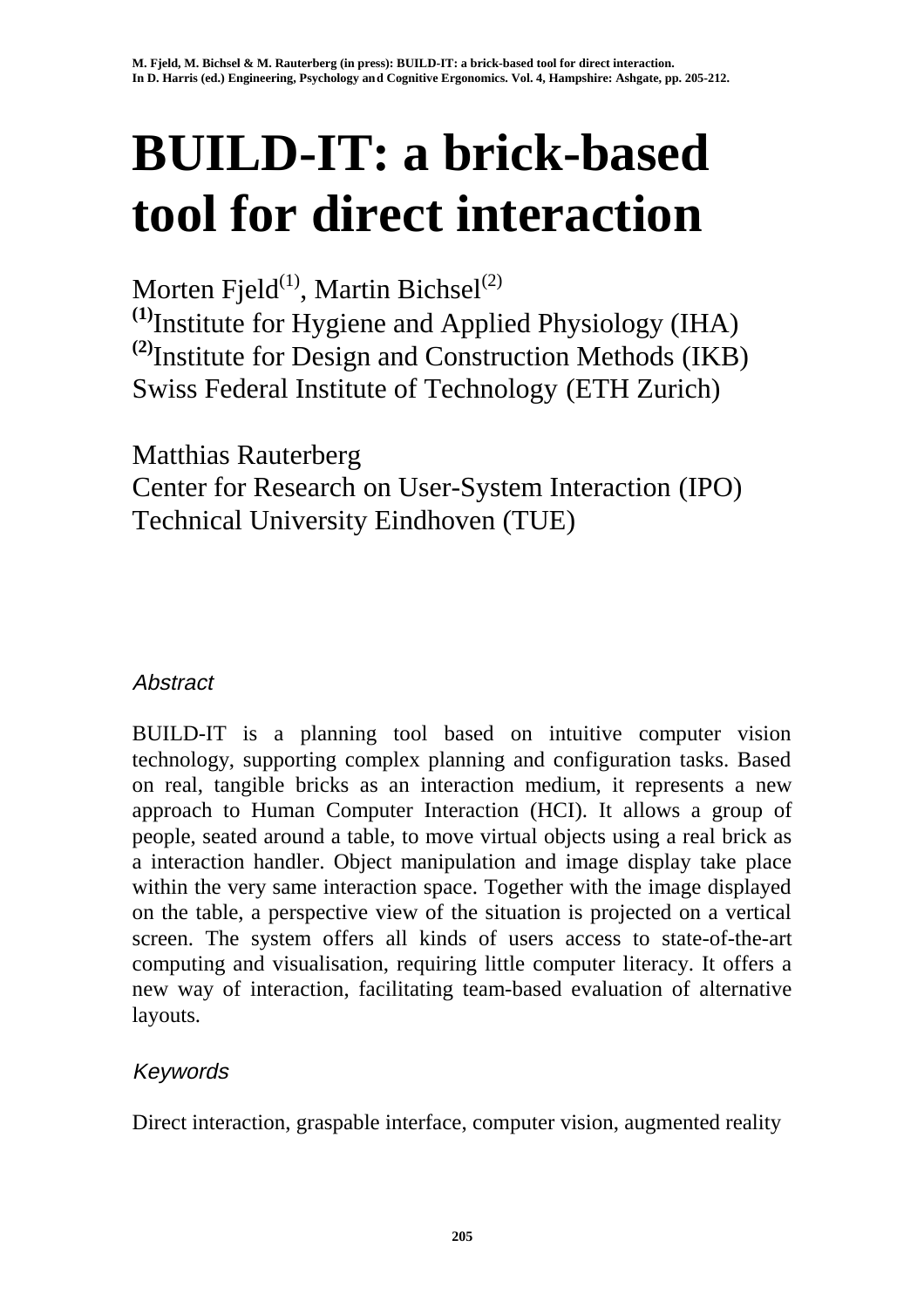M. Fjeld, M. Bichsel & M. Rauterberg (in press): BUILD-IT: a brick-based tool for direct interaction.
In D. Harris (ed.) Engineering, Psychology and Cognitive Ergonomics. Vol. 4, Hampshire: Ashgate, pp. 205-212.

# BUILD-IT: a brick-based tool for direct interaction

Morten Fjeld[(1)], Martin Bichsel[(2)]
[(1)]Institute for Hygiene and Applied Physiology (IHA)
[(2)]Institute for Design and Construction Methods (IKB)
Swiss Federal Institute of Technology (ETH Zurich)

Matthias Rauterberg
Center for Research on User-System Interaction (IPO)
Technical University Eindhoven (TUE)

## *Abstract*

BUILD-IT is a planning tool based on intuitive computer vision technology, supporting complex planning and configuration tasks. Based on real, tangible bricks as an interaction medium, it represents a new approach to Human Computer Interaction (HCI). It allows a group of people, seated around a table, to move virtual objects using a real brick as a interaction handler. Object manipulation and image display take place within the very same interaction space. Together with the image displayed on the table, a perspective view of the situation is projected on a vertical screen. The system offers all kinds of users access to state-of-the-art computing and visualisation, requiring little computer literacy. It offers a new way of interaction, facilitating team-based evaluation of alternative layouts.

## *Keywords*

Direct interaction, graspable interface, computer vision, augmented reality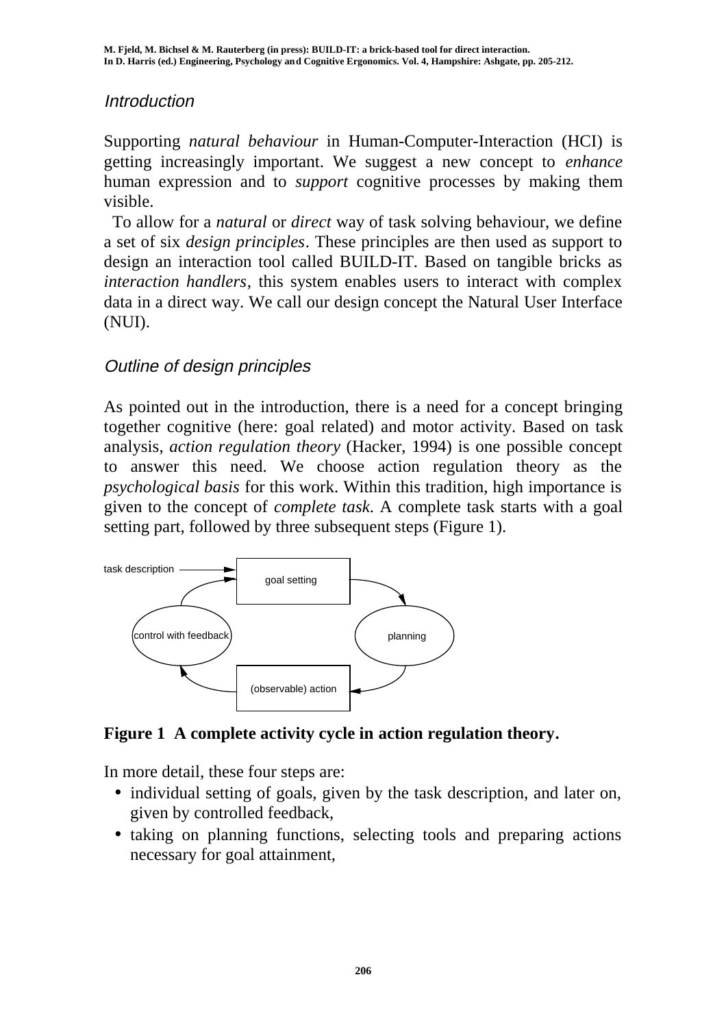## Introduction

Supporting *natural behaviour* in Human-Computer-Interaction (HCI) is getting increasingly important. We suggest a new concept to *enhance* human expression and to *support* cognitive processes by making them visible.

To allow for a *natural* or *direct* way of task solving behaviour, we define a set of six *design principles*. These principles are then used as support to design an interaction tool called BUILD-IT. Based on tangible bricks as *interaction handlers*, this system enables users to interact with complex data in a direct way. We call our design concept the Natural User Interface (NUI).

## Outline of design principles

As pointed out in the introduction, there is a need for a concept bringing together cognitive (here: goal related) and motor activity. Based on task analysis, *action regulation theory* (Hacker, 1994) is one possible concept to answer this need. We choose action regulation theory as the *psychological basis* for this work. Within this tradition, high importance is given to the concept of *complete task*. A complete task starts with a goal setting part, followed by three subsequent steps (Figure 1).

**Figure 1 A complete activity cycle in action regulation theory.**

In more detail, these four steps are:

- individual setting of goals, given by the task description, and later on, given by controlled feedback,
- taking on planning functions, selecting tools and preparing actions necessary for goal attainment,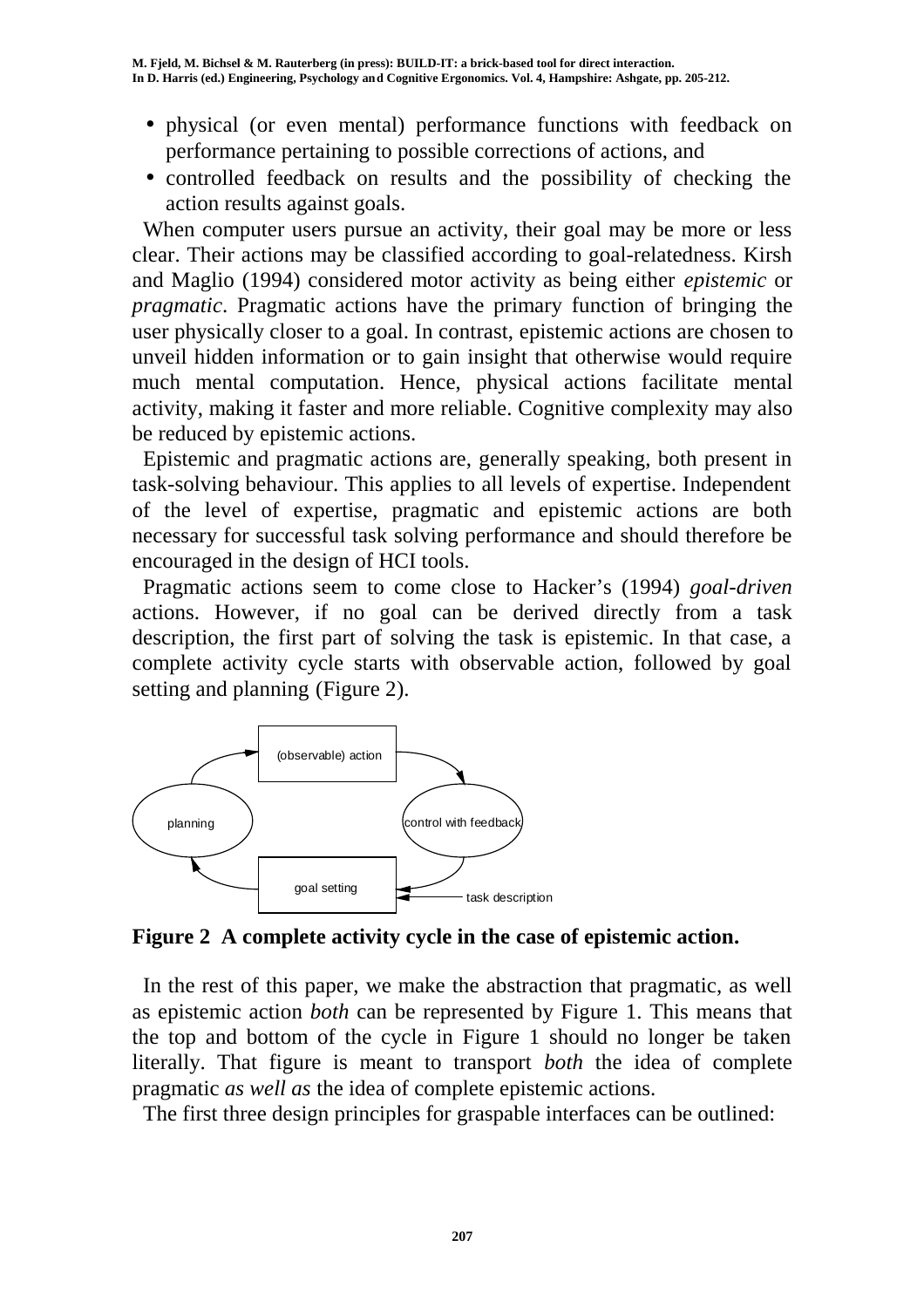- physical (or even mental) performance functions with feedback on performance pertaining to possible corrections of actions, and
- controlled feedback on results and the possibility of checking the action results against goals.

When computer users pursue an activity, their goal may be more or less clear. Their actions may be classified according to goal-relatedness. Kirsh and Maglio (1994) considered motor activity as being either *epistemic* or *pragmatic*. Pragmatic actions have the primary function of bringing the user physically closer to a goal. In contrast, epistemic actions are chosen to unveil hidden information or to gain insight that otherwise would require much mental computation. Hence, physical actions facilitate mental activity, making it faster and more reliable. Cognitive complexity may also be reduced by epistemic actions.

Epistemic and pragmatic actions are, generally speaking, both present in task-solving behaviour. This applies to all levels of expertise. Independent of the level of expertise, pragmatic and epistemic actions are both necessary for successful task solving performance and should therefore be encouraged in the design of HCI tools.

Pragmatic actions seem to come close to Hacker's (1994) *goal-driven* actions. However, if no goal can be derived directly from a task description, the first part of solving the task is epistemic. In that case, a complete activity cycle starts with observable action, followed by goal setting and planning (Figure 2).

(observable) action

planning

control with feedback

goal setting

task description

**Figure 2 A complete activity cycle in the case of epistemic action.**

In the rest of this paper, we make the abstraction that pragmatic, as well as epistemic action *both* can be represented by Figure 1. This means that the top and bottom of the cycle in Figure 1 should no longer be taken literally. That figure is meant to transport *both* the idea of complete pragmatic *as well as* the idea of complete epistemic actions.

The first three design principles for graspable interfaces can be outlined: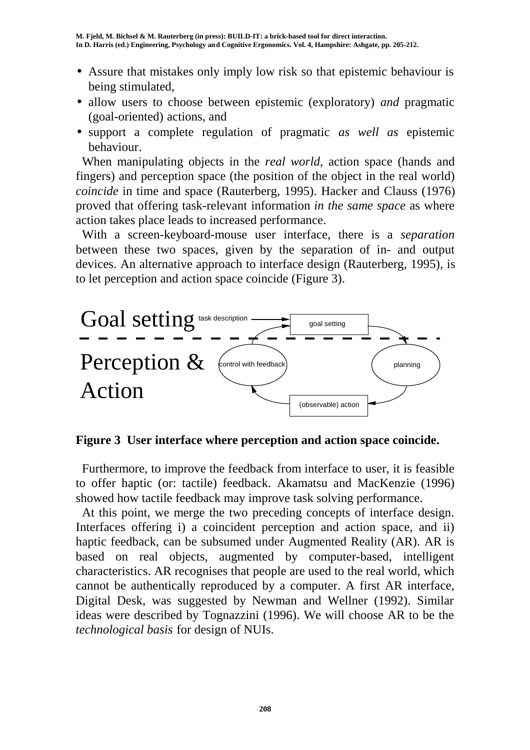- Assure that mistakes only imply low risk so that epistemic behaviour is being stimulated,
- allow users to choose between epistemic (exploratory) *and* pragmatic (goal-oriented) actions, and
- support a complete regulation of pragmatic *as well as* epistemic behaviour.

When manipulating objects in the *real world*, action space (hands and fingers) and perception space (the position of the object in the real world) *coincide* in time and space (Rauterberg, 1995). Hacker and Clauss (1976) proved that offering task-relevant information *in the same space* as where action takes place leads to increased performance.

With a screen-keyboard-mouse user interface, there is a *separation* between these two spaces, given by the separation of in- and output devices. An alternative approach to interface design (Rauterberg, 1995), is to let perception and action space coincide (Figure 3).

Goal setting — task description → goal setting

Perception & Action — control with feedback, planning, (observable) action

**Figure 3 User interface where perception and action space coincide.**

Furthermore, to improve the feedback from interface to user, it is feasible to offer haptic (or: tactile) feedback. Akamatsu and MacKenzie (1996) showed how tactile feedback may improve task solving performance.

At this point, we merge the two preceding concepts of interface design. Interfaces offering i) a coincident perception and action space, and ii) haptic feedback, can be subsumed under Augmented Reality (AR). AR is based on real objects, augmented by computer-based, intelligent characteristics. AR recognises that people are used to the real world, which cannot be authentically reproduced by a computer. A first AR interface, Digital Desk, was suggested by Newman and Wellner (1992). Similar ideas were described by Tognazzini (1996). We will choose AR to be the *technological basis* for design of NUIs.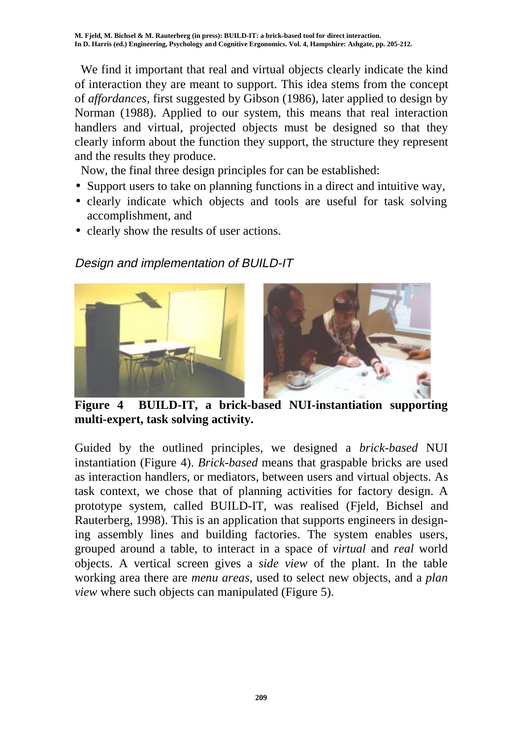We find it important that real and virtual objects clearly indicate the kind of interaction they are meant to support. This idea stems from the concept of *affordances*, first suggested by Gibson (1986), later applied to design by Norman (1988). Applied to our system, this means that real interaction handlers and virtual, projected objects must be designed so that they clearly inform about the function they support, the structure they represent and the results they produce.

Now, the final three design principles for can be established:

- Support users to take on planning functions in a direct and intuitive way,
- clearly indicate which objects and tools are useful for task solving accomplishment, and
- clearly show the results of user actions.

### *Design and implementation of BUILD-IT*

**Figure 4 BUILD-IT, a brick-based NUI-instantiation supporting multi-expert, task solving activity.**

Guided by the outlined principles, we designed a *brick-based* NUI instantiation (Figure 4). *Brick-based* means that graspable bricks are used as interaction handlers, or mediators, between users and virtual objects. As task context, we chose that of planning activities for factory design. A prototype system, called BUILD-IT, was realised (Fjeld, Bichsel and Rauterberg, 1998). This is an application that supports engineers in designing assembly lines and building factories. The system enables users, grouped around a table, to interact in a space of *virtual* and *real* world objects. A vertical screen gives a *side view* of the plant. In the table working area there are *menu areas*, used to select new objects, and a *plan view* where such objects can manipulated (Figure 5).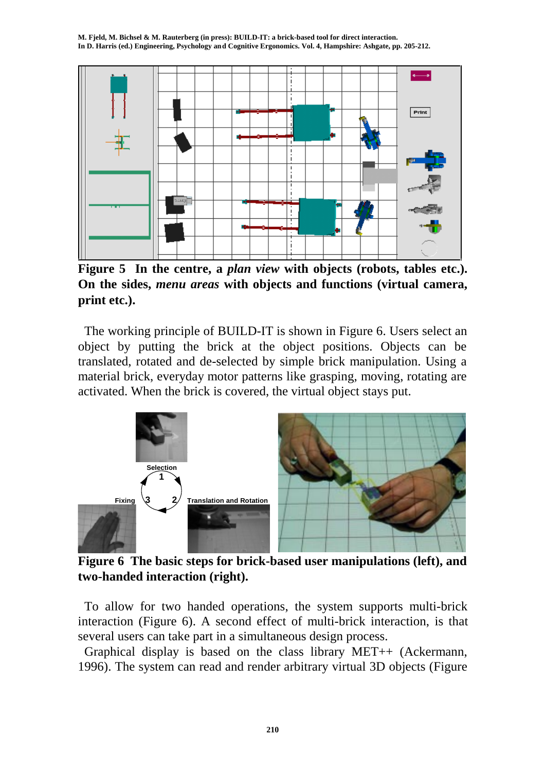**Figure 5 In the centre, a *plan view* with objects (robots, tables etc.). On the sides, *menu areas* with objects and functions (virtual camera, print etc.).**

The working principle of BUILD-IT is shown in Figure 6. Users select an object by putting the brick at the object positions. Objects can be translated, rotated and de-selected by simple brick manipulation. Using a material brick, everyday motor patterns like grasping, moving, rotating are activated. When the brick is covered, the virtual object stays put.

**Figure 6 The basic steps for brick-based user manipulations (left), and two-handed interaction (right).**

To allow for two handed operations, the system supports multi-brick interaction (Figure 6). A second effect of multi-brick interaction, is that several users can take part in a simultaneous design process.

Graphical display is based on the class library MET++ (Ackermann, 1996). The system can read and render arbitrary virtual 3D objects (Figure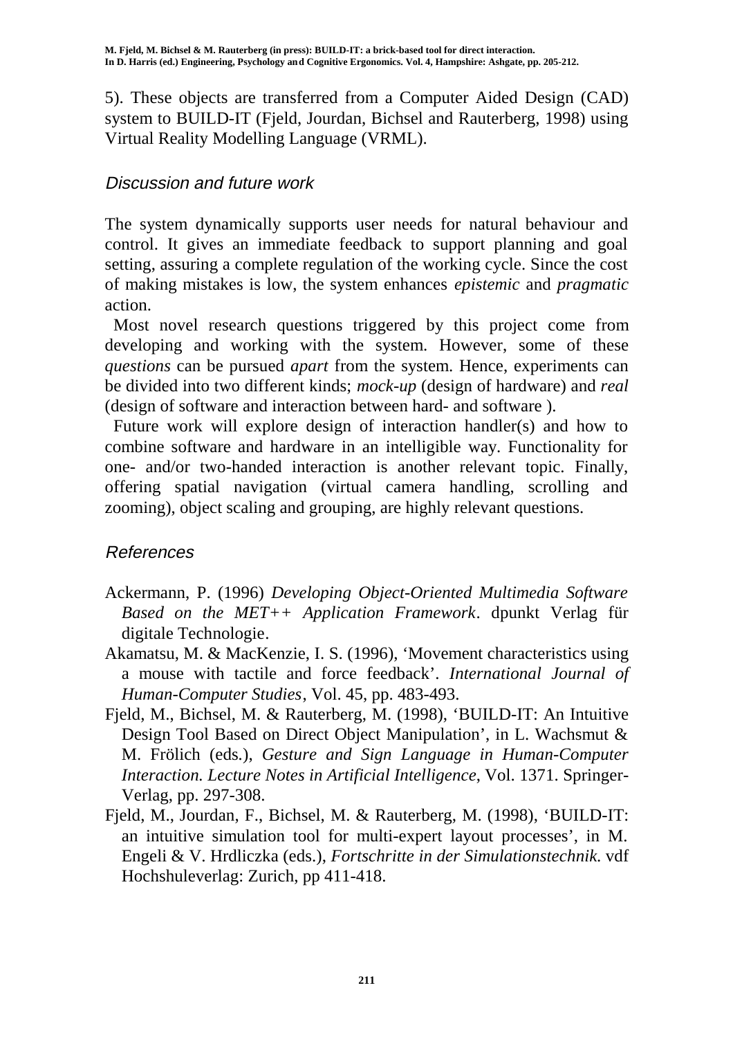5). These objects are transferred from a Computer Aided Design (CAD) system to BUILD-IT (Fjeld, Jourdan, Bichsel and Rauterberg, 1998) using Virtual Reality Modelling Language (VRML).

## Discussion and future work

The system dynamically supports user needs for natural behaviour and control. It gives an immediate feedback to support planning and goal setting, assuring a complete regulation of the working cycle. Since the cost of making mistakes is low, the system enhances *epistemic* and *pragmatic* action.

Most novel research questions triggered by this project come from developing and working with the system. However, some of these *questions* can be pursued *apart* from the system. Hence, experiments can be divided into two different kinds; *mock-up* (design of hardware) and *real* (design of software and interaction between hard- and software ).

Future work will explore design of interaction handler(s) and how to combine software and hardware in an intelligible way. Functionality for one- and/or two-handed interaction is another relevant topic. Finally, offering spatial navigation (virtual camera handling, scrolling and zooming), object scaling and grouping, are highly relevant questions.

## References

Ackermann, P. (1996) *Developing Object-Oriented Multimedia Software Based on the MET++ Application Framework*. dpunkt Verlag für digitale Technologie.

Akamatsu, M. & MacKenzie, I. S. (1996), 'Movement characteristics using a mouse with tactile and force feedback'. *International Journal of Human-Computer Studies*, Vol. 45, pp. 483-493.

Fjeld, M., Bichsel, M. & Rauterberg, M. (1998), 'BUILD-IT: An Intuitive Design Tool Based on Direct Object Manipulation', in L. Wachsmut & M. Frölich (eds.), *Gesture and Sign Language in Human-Computer Interaction. Lecture Notes in Artificial Intelligence*, Vol. 1371. Springer-Verlag, pp. 297-308.

Fjeld, M., Jourdan, F., Bichsel, M. & Rauterberg, M. (1998), 'BUILD-IT: an intuitive simulation tool for multi-expert layout processes', in M. Engeli & V. Hrdliczka (eds.), *Fortschritte in der Simulationstechnik.* vdf Hochshuleverlag: Zurich, pp 411-418.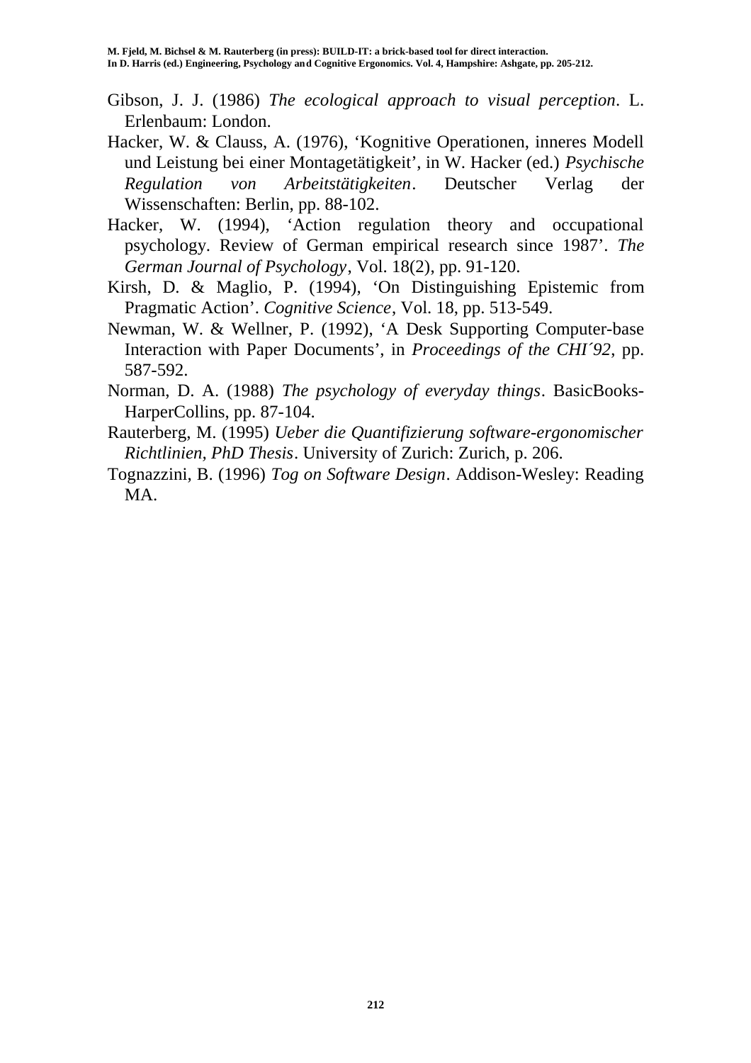Gibson, J. J. (1986) *The ecological approach to visual perception*. L. Erlenbaum: London.

Hacker, W. & Clauss, A. (1976), 'Kognitive Operationen, inneres Modell und Leistung bei einer Montagetätigkeit', in W. Hacker (ed.) *Psychische Regulation von Arbeitstätigkeiten*. Deutscher Verlag der Wissenschaften: Berlin, pp. 88-102.

Hacker, W. (1994), 'Action regulation theory and occupational psychology. Review of German empirical research since 1987'. *The German Journal of Psychology*, Vol. 18(2), pp. 91-120.

Kirsh, D. & Maglio, P. (1994), 'On Distinguishing Epistemic from Pragmatic Action'. *Cognitive Science*, Vol. 18, pp. 513-549.

Newman, W. & Wellner, P. (1992), 'A Desk Supporting Computer-base Interaction with Paper Documents', in *Proceedings of the CHI´92*, pp. 587-592.

Norman, D. A. (1988) *The psychology of everyday things*. BasicBooks-HarperCollins, pp. 87-104.

Rauterberg, M. (1995) *Ueber die Quantifizierung software-ergonomischer Richtlinien, PhD Thesis*. University of Zurich: Zurich, p. 206.

Tognazzini, B. (1996) *Tog on Software Design*. Addison-Wesley: Reading MA.